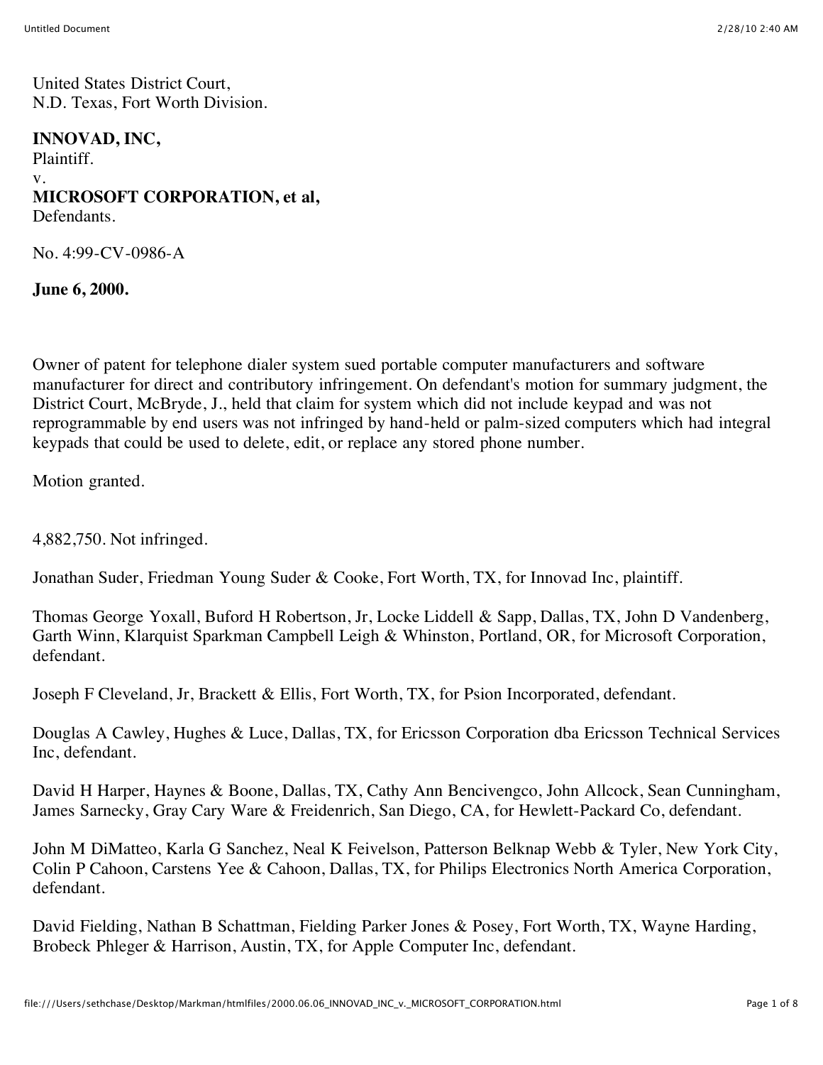United States District Court,
N.D. Texas, Fort Worth Division.

**INNOVAD, INC,**
Plaintiff.
v.
**MICROSOFT CORPORATION, et al,**
Defendants.

No. 4:99-CV-0986-A

**June 6, 2000.**

Owner of patent for telephone dialer system sued portable computer manufacturers and software manufacturer for direct and contributory infringement. On defendant's motion for summary judgment, the District Court, McBryde, J., held that claim for system which did not include keypad and was not reprogrammable by end users was not infringed by hand-held or palm-sized computers which had integral keypads that could be used to delete, edit, or replace any stored phone number.

Motion granted.

4,882,750. Not infringed.

Jonathan Suder, Friedman Young Suder & Cooke, Fort Worth, TX, for Innovad Inc, plaintiff.

Thomas George Yoxall, Buford H Robertson, Jr, Locke Liddell & Sapp, Dallas, TX, John D Vandenberg, Garth Winn, Klarquist Sparkman Campbell Leigh & Whinston, Portland, OR, for Microsoft Corporation, defendant.

Joseph F Cleveland, Jr, Brackett & Ellis, Fort Worth, TX, for Psion Incorporated, defendant.

Douglas A Cawley, Hughes & Luce, Dallas, TX, for Ericsson Corporation dba Ericsson Technical Services Inc, defendant.

David H Harper, Haynes & Boone, Dallas, TX, Cathy Ann Bencivengco, John Allcock, Sean Cunningham, James Sarnecky, Gray Cary Ware & Freidenrich, San Diego, CA, for Hewlett-Packard Co, defendant.

John M DiMatteo, Karla G Sanchez, Neal K Feivelson, Patterson Belknap Webb & Tyler, New York City, Colin P Cahoon, Carstens Yee & Cahoon, Dallas, TX, for Philips Electronics North America Corporation, defendant.

David Fielding, Nathan B Schattman, Fielding Parker Jones & Posey, Fort Worth, TX, Wayne Harding, Brobeck Phleger & Harrison, Austin, TX, for Apple Computer Inc, defendant.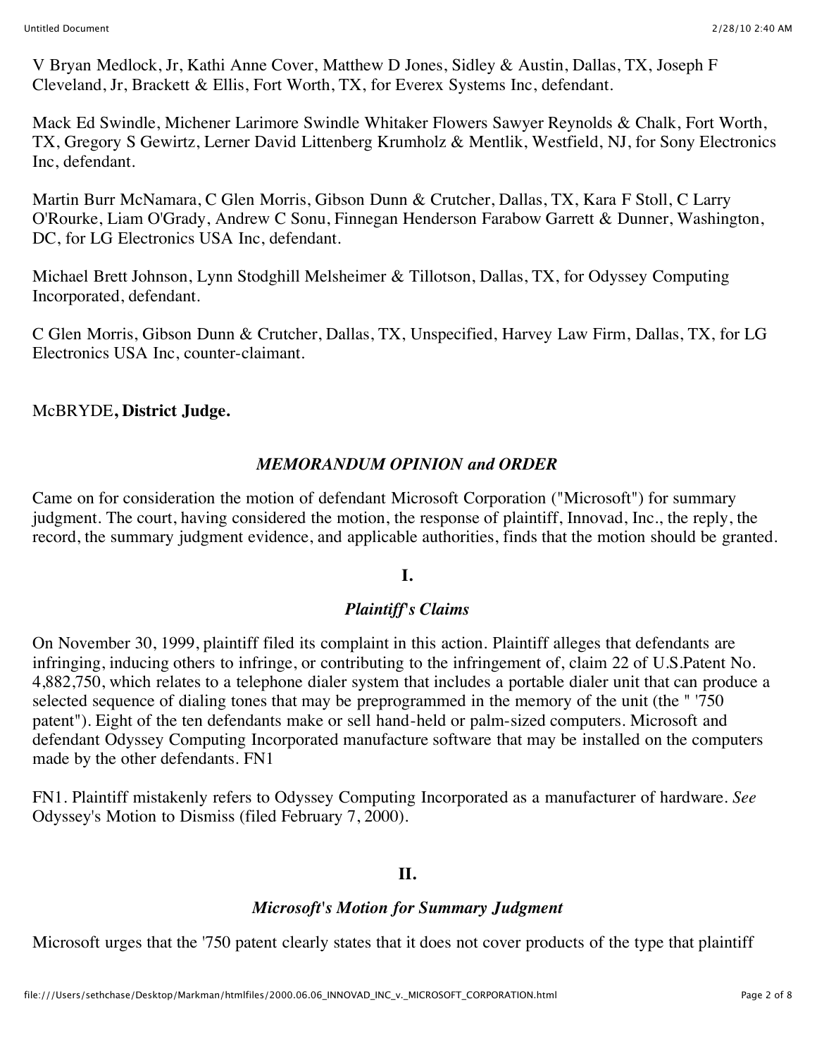V Bryan Medlock, Jr, Kathi Anne Cover, Matthew D Jones, Sidley & Austin, Dallas, TX, Joseph F Cleveland, Jr, Brackett & Ellis, Fort Worth, TX, for Everex Systems Inc, defendant.

Mack Ed Swindle, Michener Larimore Swindle Whitaker Flowers Sawyer Reynolds & Chalk, Fort Worth, TX, Gregory S Gewirtz, Lerner David Littenberg Krumholz & Mentlik, Westfield, NJ, for Sony Electronics Inc, defendant.

Martin Burr McNamara, C Glen Morris, Gibson Dunn & Crutcher, Dallas, TX, Kara F Stoll, C Larry O'Rourke, Liam O'Grady, Andrew C Sonu, Finnegan Henderson Farabow Garrett & Dunner, Washington, DC, for LG Electronics USA Inc, defendant.

Michael Brett Johnson, Lynn Stodghill Melsheimer & Tillotson, Dallas, TX, for Odyssey Computing Incorporated, defendant.

C Glen Morris, Gibson Dunn & Crutcher, Dallas, TX, Unspecified, Harvey Law Firm, Dallas, TX, for LG Electronics USA Inc, counter-claimant.

McBRYDE**, District Judge.**

## *MEMORANDUM OPINION and ORDER*

Came on for consideration the motion of defendant Microsoft Corporation ("Microsoft") for summary judgment. The court, having considered the motion, the response of plaintiff, Innovad, Inc., the reply, the record, the summary judgment evidence, and applicable authorities, finds that the motion should be granted.

### I.

### *Plaintiff's Claims*

On November 30, 1999, plaintiff filed its complaint in this action. Plaintiff alleges that defendants are infringing, inducing others to infringe, or contributing to the infringement of, claim 22 of U.S.Patent No. 4,882,750, which relates to a telephone dialer system that includes a portable dialer unit that can produce a selected sequence of dialing tones that may be preprogrammed in the memory of the unit (the " '750 patent"). Eight of the ten defendants make or sell hand-held or palm-sized computers. Microsoft and defendant Odyssey Computing Incorporated manufacture software that may be installed on the computers made by the other defendants. FN1

FN1. Plaintiff mistakenly refers to Odyssey Computing Incorporated as a manufacturer of hardware. *See* Odyssey's Motion to Dismiss (filed February 7, 2000).

### II.

### *Microsoft's Motion for Summary Judgment*

Microsoft urges that the '750 patent clearly states that it does not cover products of the type that plaintiff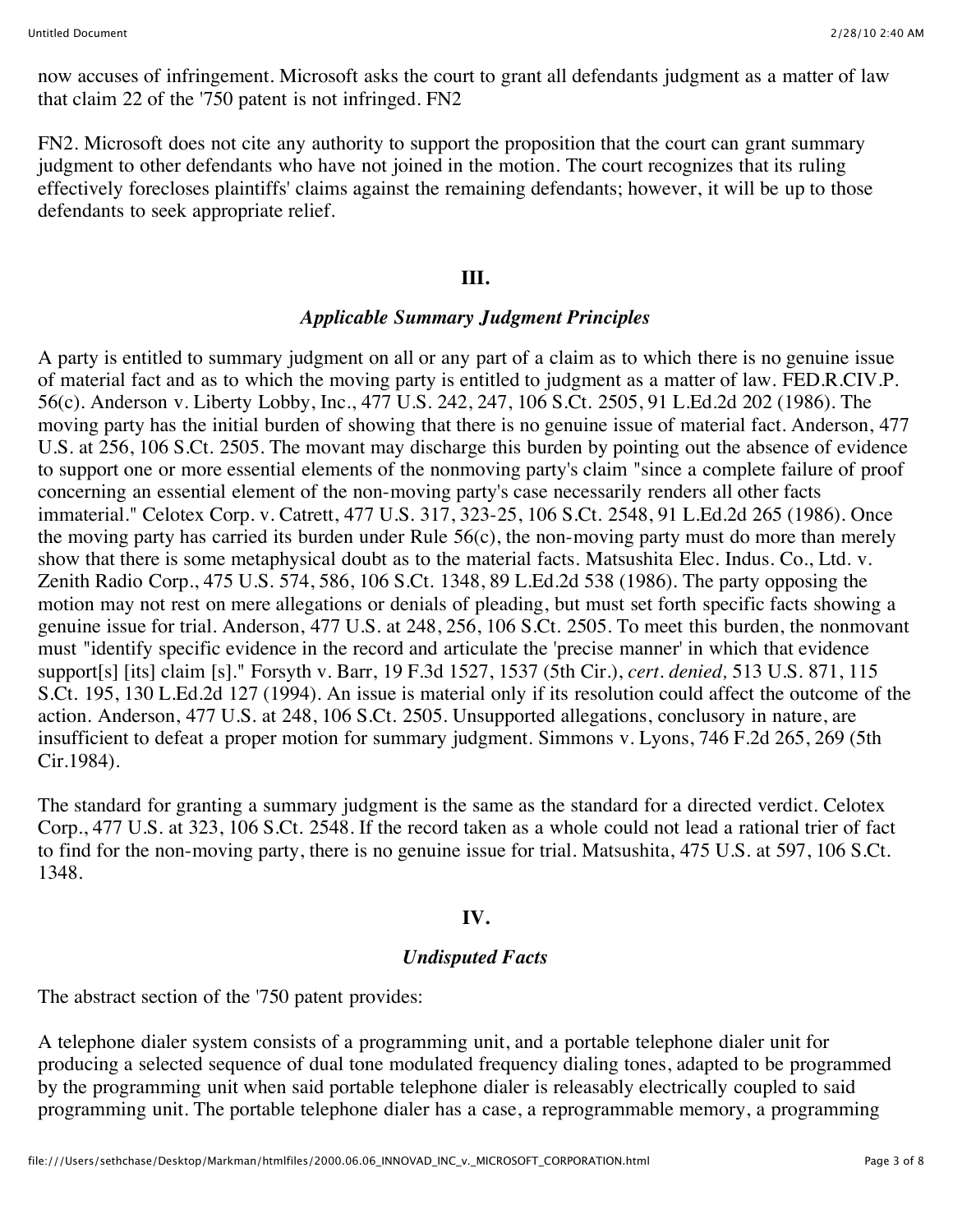now accuses of infringement. Microsoft asks the court to grant all defendants judgment as a matter of law that claim 22 of the '750 patent is not infringed. FN2

FN2. Microsoft does not cite any authority to support the proposition that the court can grant summary judgment to other defendants who have not joined in the motion. The court recognizes that its ruling effectively forecloses plaintiffs' claims against the remaining defendants; however, it will be up to those defendants to seek appropriate relief.

## III.

### *Applicable Summary Judgment Principles*

A party is entitled to summary judgment on all or any part of a claim as to which there is no genuine issue of material fact and as to which the moving party is entitled to judgment as a matter of law. FED.R.CIV.P. 56(c). Anderson v. Liberty Lobby, Inc., 477 U.S. 242, 247, 106 S.Ct. 2505, 91 L.Ed.2d 202 (1986). The moving party has the initial burden of showing that there is no genuine issue of material fact. Anderson, 477 U.S. at 256, 106 S.Ct. 2505. The movant may discharge this burden by pointing out the absence of evidence to support one or more essential elements of the nonmoving party's claim "since a complete failure of proof concerning an essential element of the non-moving party's case necessarily renders all other facts immaterial." Celotex Corp. v. Catrett, 477 U.S. 317, 323-25, 106 S.Ct. 2548, 91 L.Ed.2d 265 (1986). Once the moving party has carried its burden under Rule 56(c), the non-moving party must do more than merely show that there is some metaphysical doubt as to the material facts. Matsushita Elec. Indus. Co., Ltd. v. Zenith Radio Corp., 475 U.S. 574, 586, 106 S.Ct. 1348, 89 L.Ed.2d 538 (1986). The party opposing the motion may not rest on mere allegations or denials of pleading, but must set forth specific facts showing a genuine issue for trial. Anderson, 477 U.S. at 248, 256, 106 S.Ct. 2505. To meet this burden, the nonmovant must "identify specific evidence in the record and articulate the 'precise manner' in which that evidence support[s] [its] claim [s]." Forsyth v. Barr, 19 F.3d 1527, 1537 (5th Cir.), *cert. denied,* 513 U.S. 871, 115 S.Ct. 195, 130 L.Ed.2d 127 (1994). An issue is material only if its resolution could affect the outcome of the action. Anderson, 477 U.S. at 248, 106 S.Ct. 2505. Unsupported allegations, conclusory in nature, are insufficient to defeat a proper motion for summary judgment. Simmons v. Lyons, 746 F.2d 265, 269 (5th Cir.1984).

The standard for granting a summary judgment is the same as the standard for a directed verdict. Celotex Corp., 477 U.S. at 323, 106 S.Ct. 2548. If the record taken as a whole could not lead a rational trier of fact to find for the non-moving party, there is no genuine issue for trial. Matsushita, 475 U.S. at 597, 106 S.Ct. 1348.

## IV.

### *Undisputed Facts*

The abstract section of the '750 patent provides:

A telephone dialer system consists of a programming unit, and a portable telephone dialer unit for producing a selected sequence of dual tone modulated frequency dialing tones, adapted to be programmed by the programming unit when said portable telephone dialer is releasably electrically coupled to said programming unit. The portable telephone dialer has a case, a reprogrammable memory, a programming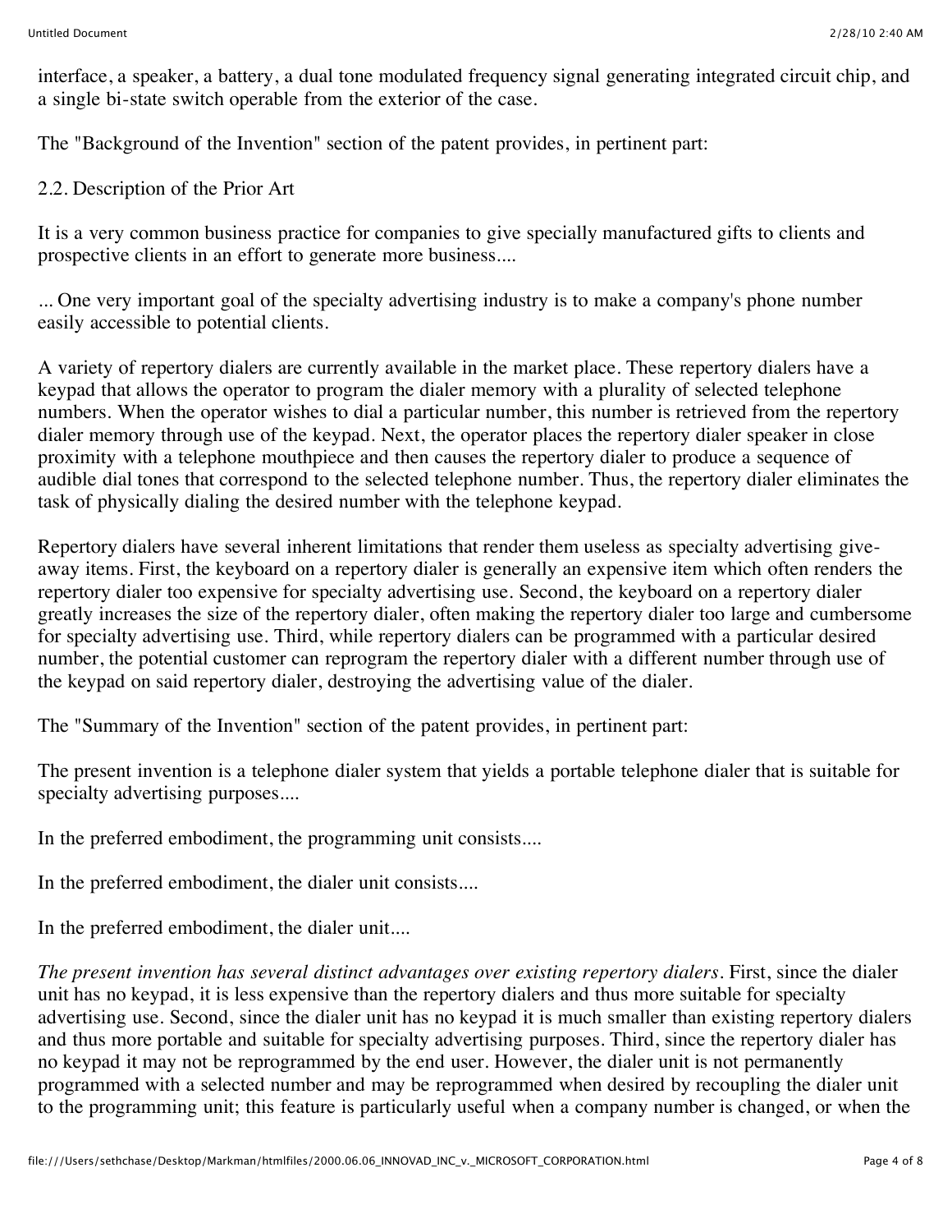interface, a speaker, a battery, a dual tone modulated frequency signal generating integrated circuit chip, and a single bi-state switch operable from the exterior of the case.

The "Background of the Invention" section of the patent provides, in pertinent part:

2.2. Description of the Prior Art

It is a very common business practice for companies to give specially manufactured gifts to clients and prospective clients in an effort to generate more business....

... One very important goal of the specialty advertising industry is to make a company's phone number easily accessible to potential clients.

A variety of repertory dialers are currently available in the market place. These repertory dialers have a keypad that allows the operator to program the dialer memory with a plurality of selected telephone numbers. When the operator wishes to dial a particular number, this number is retrieved from the repertory dialer memory through use of the keypad. Next, the operator places the repertory dialer speaker in close proximity with a telephone mouthpiece and then causes the repertory dialer to produce a sequence of audible dial tones that correspond to the selected telephone number. Thus, the repertory dialer eliminates the task of physically dialing the desired number with the telephone keypad.

Repertory dialers have several inherent limitations that render them useless as specialty advertising give-away items. First, the keyboard on a repertory dialer is generally an expensive item which often renders the repertory dialer too expensive for specialty advertising use. Second, the keyboard on a repertory dialer greatly increases the size of the repertory dialer, often making the repertory dialer too large and cumbersome for specialty advertising use. Third, while repertory dialers can be programmed with a particular desired number, the potential customer can reprogram the repertory dialer with a different number through use of the keypad on said repertory dialer, destroying the advertising value of the dialer.

The "Summary of the Invention" section of the patent provides, in pertinent part:

The present invention is a telephone dialer system that yields a portable telephone dialer that is suitable for specialty advertising purposes....

In the preferred embodiment, the programming unit consists....

In the preferred embodiment, the dialer unit consists....

In the preferred embodiment, the dialer unit....

*The present invention has several distinct advantages over existing repertory dialers*. First, since the dialer unit has no keypad, it is less expensive than the repertory dialers and thus more suitable for specialty advertising use. Second, since the dialer unit has no keypad it is much smaller than existing repertory dialers and thus more portable and suitable for specialty advertising purposes. Third, since the repertory dialer has no keypad it may not be reprogrammed by the end user. However, the dialer unit is not permanently programmed with a selected number and may be reprogrammed when desired by recoupling the dialer unit to the programming unit; this feature is particularly useful when a company number is changed, or when the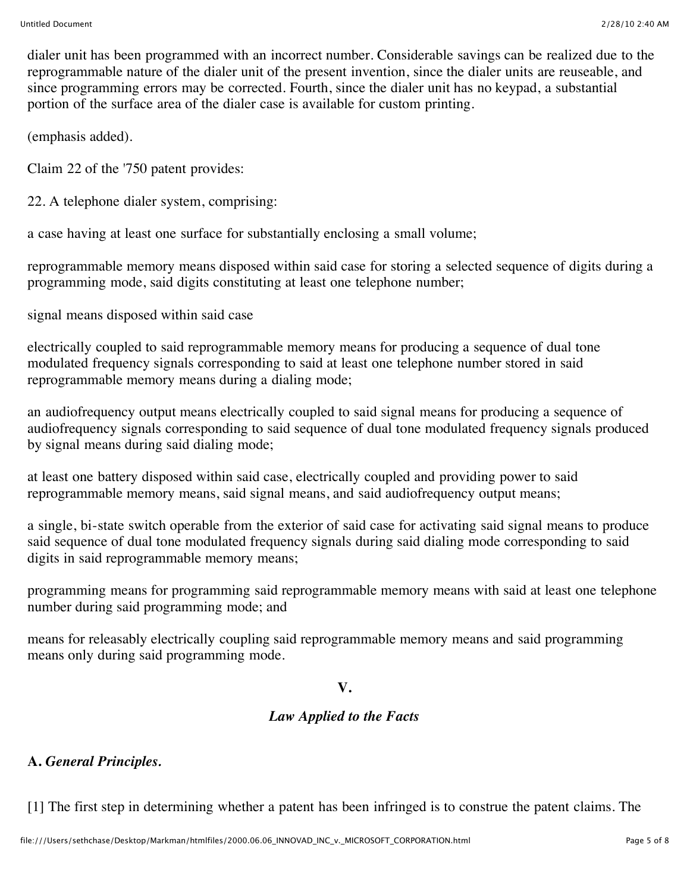dialer unit has been programmed with an incorrect number. Considerable savings can be realized due to the reprogrammable nature of the dialer unit of the present invention, since the dialer units are reuseable, and since programming errors may be corrected. Fourth, since the dialer unit has no keypad, a substantial portion of the surface area of the dialer case is available for custom printing.

(emphasis added).

Claim 22 of the '750 patent provides:

22. A telephone dialer system, comprising:

a case having at least one surface for substantially enclosing a small volume;

reprogrammable memory means disposed within said case for storing a selected sequence of digits during a programming mode, said digits constituting at least one telephone number;

signal means disposed within said case

electrically coupled to said reprogrammable memory means for producing a sequence of dual tone modulated frequency signals corresponding to said at least one telephone number stored in said reprogrammable memory means during a dialing mode;

an audiofrequency output means electrically coupled to said signal means for producing a sequence of audiofrequency signals corresponding to said sequence of dual tone modulated frequency signals produced by signal means during said dialing mode;

at least one battery disposed within said case, electrically coupled and providing power to said reprogrammable memory means, said signal means, and said audiofrequency output means;

a single, bi-state switch operable from the exterior of said case for activating said signal means to produce said sequence of dual tone modulated frequency signals during said dialing mode corresponding to said digits in said reprogrammable memory means;

programming means for programming said reprogrammable memory means with said at least one telephone number during said programming mode; and

means for releasably electrically coupling said reprogrammable memory means and said programming means only during said programming mode.

## V.

### *Law Applied to the Facts*

#### A. *General Principles.*

[1] The first step in determining whether a patent has been infringed is to construe the patent claims. The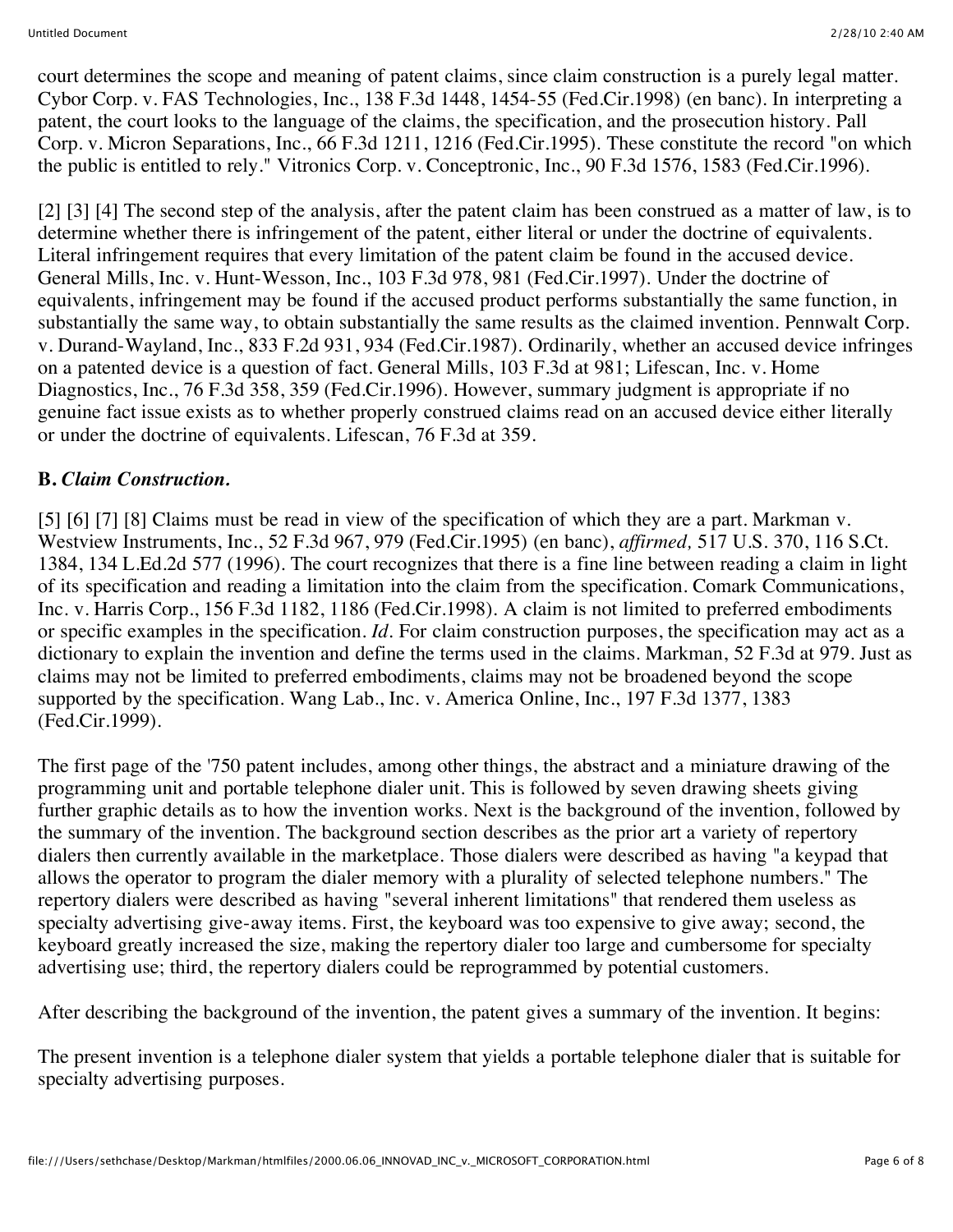court determines the scope and meaning of patent claims, since claim construction is a purely legal matter. Cybor Corp. v. FAS Technologies, Inc., 138 F.3d 1448, 1454-55 (Fed.Cir.1998) (en banc). In interpreting a patent, the court looks to the language of the claims, the specification, and the prosecution history. Pall Corp. v. Micron Separations, Inc., 66 F.3d 1211, 1216 (Fed.Cir.1995). These constitute the record "on which the public is entitled to rely." Vitronics Corp. v. Conceptronic, Inc., 90 F.3d 1576, 1583 (Fed.Cir.1996).

[2] [3] [4] The second step of the analysis, after the patent claim has been construed as a matter of law, is to determine whether there is infringement of the patent, either literal or under the doctrine of equivalents. Literal infringement requires that every limitation of the patent claim be found in the accused device. General Mills, Inc. v. Hunt-Wesson, Inc., 103 F.3d 978, 981 (Fed.Cir.1997). Under the doctrine of equivalents, infringement may be found if the accused product performs substantially the same function, in substantially the same way, to obtain substantially the same results as the claimed invention. Pennwalt Corp. v. Durand-Wayland, Inc., 833 F.2d 931, 934 (Fed.Cir.1987). Ordinarily, whether an accused device infringes on a patented device is a question of fact. General Mills, 103 F.3d at 981; Lifescan, Inc. v. Home Diagnostics, Inc., 76 F.3d 358, 359 (Fed.Cir.1996). However, summary judgment is appropriate if no genuine fact issue exists as to whether properly construed claims read on an accused device either literally or under the doctrine of equivalents. Lifescan, 76 F.3d at 359.

**B. *Claim Construction.***

[5] [6] [7] [8] Claims must be read in view of the specification of which they are a part. Markman v. Westview Instruments, Inc., 52 F.3d 967, 979 (Fed.Cir.1995) (en banc), *affirmed,* 517 U.S. 370, 116 S.Ct. 1384, 134 L.Ed.2d 577 (1996). The court recognizes that there is a fine line between reading a claim in light of its specification and reading a limitation into the claim from the specification. Comark Communications, Inc. v. Harris Corp., 156 F.3d 1182, 1186 (Fed.Cir.1998). A claim is not limited to preferred embodiments or specific examples in the specification. *Id.* For claim construction purposes, the specification may act as a dictionary to explain the invention and define the terms used in the claims. Markman, 52 F.3d at 979. Just as claims may not be limited to preferred embodiments, claims may not be broadened beyond the scope supported by the specification. Wang Lab., Inc. v. America Online, Inc., 197 F.3d 1377, 1383 (Fed.Cir.1999).

The first page of the '750 patent includes, among other things, the abstract and a miniature drawing of the programming unit and portable telephone dialer unit. This is followed by seven drawing sheets giving further graphic details as to how the invention works. Next is the background of the invention, followed by the summary of the invention. The background section describes as the prior art a variety of repertory dialers then currently available in the marketplace. Those dialers were described as having "a keypad that allows the operator to program the dialer memory with a plurality of selected telephone numbers." The repertory dialers were described as having "several inherent limitations" that rendered them useless as specialty advertising give-away items. First, the keyboard was too expensive to give away; second, the keyboard greatly increased the size, making the repertory dialer too large and cumbersome for specialty advertising use; third, the repertory dialers could be reprogrammed by potential customers.

After describing the background of the invention, the patent gives a summary of the invention. It begins:

The present invention is a telephone dialer system that yields a portable telephone dialer that is suitable for specialty advertising purposes.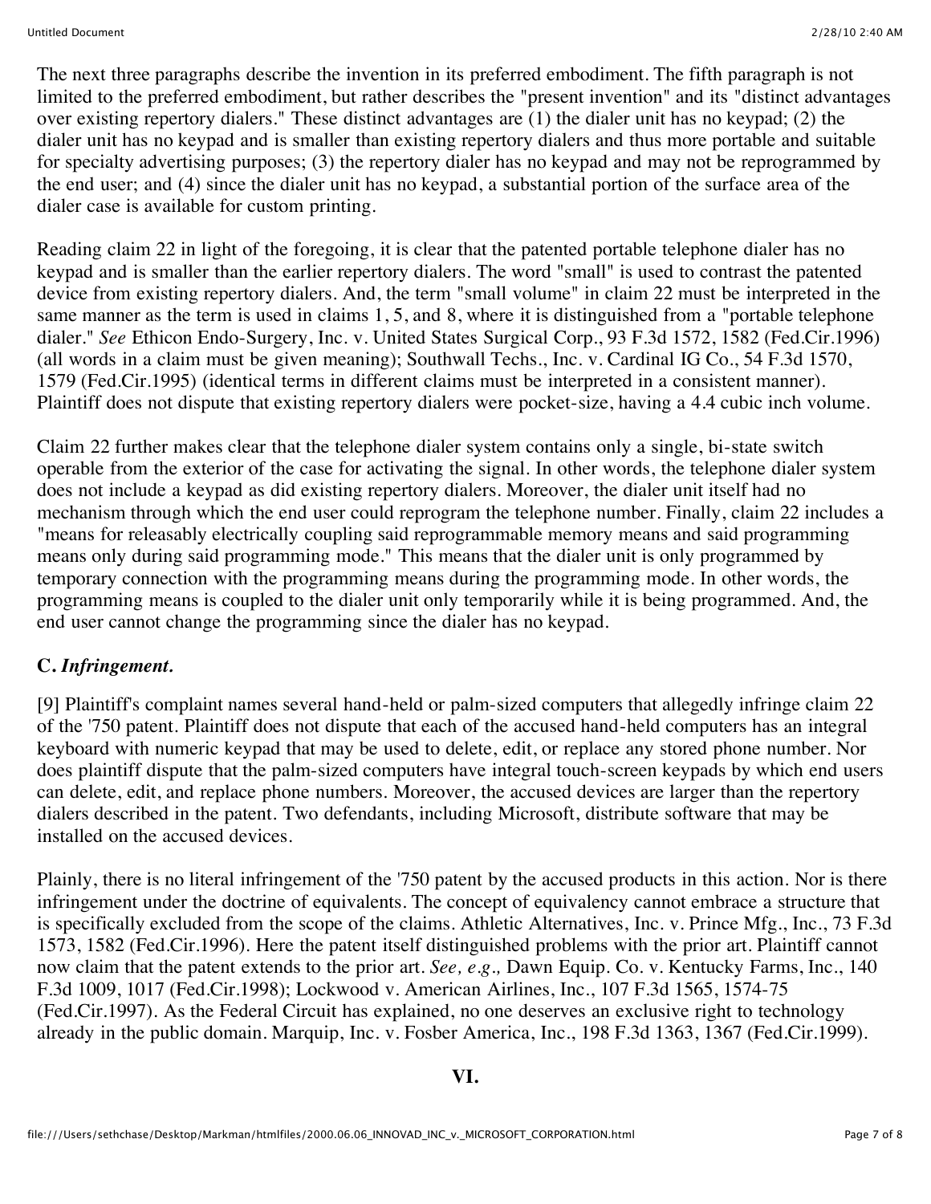The next three paragraphs describe the invention in its preferred embodiment. The fifth paragraph is not limited to the preferred embodiment, but rather describes the "present invention" and its "distinct advantages over existing repertory dialers." These distinct advantages are (1) the dialer unit has no keypad; (2) the dialer unit has no keypad and is smaller than existing repertory dialers and thus more portable and suitable for specialty advertising purposes; (3) the repertory dialer has no keypad and may not be reprogrammed by the end user; and (4) since the dialer unit has no keypad, a substantial portion of the surface area of the dialer case is available for custom printing.

Reading claim 22 in light of the foregoing, it is clear that the patented portable telephone dialer has no keypad and is smaller than the earlier repertory dialers. The word "small" is used to contrast the patented device from existing repertory dialers. And, the term "small volume" in claim 22 must be interpreted in the same manner as the term is used in claims 1, 5, and 8, where it is distinguished from a "portable telephone dialer." *See* Ethicon Endo-Surgery, Inc. v. United States Surgical Corp., 93 F.3d 1572, 1582 (Fed.Cir.1996) (all words in a claim must be given meaning); Southwall Techs., Inc. v. Cardinal IG Co., 54 F.3d 1570, 1579 (Fed.Cir.1995) (identical terms in different claims must be interpreted in a consistent manner). Plaintiff does not dispute that existing repertory dialers were pocket-size, having a 4.4 cubic inch volume.

Claim 22 further makes clear that the telephone dialer system contains only a single, bi-state switch operable from the exterior of the case for activating the signal. In other words, the telephone dialer system does not include a keypad as did existing repertory dialers. Moreover, the dialer unit itself had no mechanism through which the end user could reprogram the telephone number. Finally, claim 22 includes a "means for releasably electrically coupling said reprogrammable memory means and said programming means only during said programming mode." This means that the dialer unit is only programmed by temporary connection with the programming means during the programming mode. In other words, the programming means is coupled to the dialer unit only temporarily while it is being programmed. And, the end user cannot change the programming since the dialer has no keypad.

### C. *Infringement.*

[9] Plaintiff's complaint names several hand-held or palm-sized computers that allegedly infringe claim 22 of the '750 patent. Plaintiff does not dispute that each of the accused hand-held computers has an integral keyboard with numeric keypad that may be used to delete, edit, or replace any stored phone number. Nor does plaintiff dispute that the palm-sized computers have integral touch-screen keypads by which end users can delete, edit, and replace phone numbers. Moreover, the accused devices are larger than the repertory dialers described in the patent. Two defendants, including Microsoft, distribute software that may be installed on the accused devices.

Plainly, there is no literal infringement of the '750 patent by the accused products in this action. Nor is there infringement under the doctrine of equivalents. The concept of equivalency cannot embrace a structure that is specifically excluded from the scope of the claims. Athletic Alternatives, Inc. v. Prince Mfg., Inc., 73 F.3d 1573, 1582 (Fed.Cir.1996). Here the patent itself distinguished problems with the prior art. Plaintiff cannot now claim that the patent extends to the prior art. *See, e.g.,* Dawn Equip. Co. v. Kentucky Farms, Inc., 140 F.3d 1009, 1017 (Fed.Cir.1998); Lockwood v. American Airlines, Inc., 107 F.3d 1565, 1574-75 (Fed.Cir.1997). As the Federal Circuit has explained, no one deserves an exclusive right to technology already in the public domain. Marquip, Inc. v. Fosber America, Inc., 198 F.3d 1363, 1367 (Fed.Cir.1999).

## VI.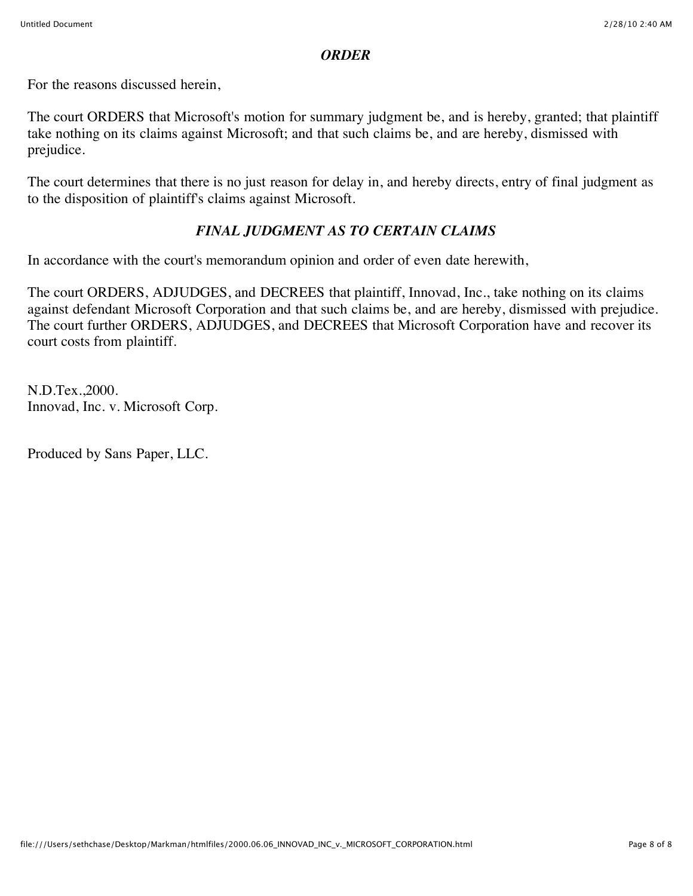### *ORDER*

For the reasons discussed herein,

The court ORDERS that Microsoft's motion for summary judgment be, and is hereby, granted; that plaintiff take nothing on its claims against Microsoft; and that such claims be, and are hereby, dismissed with prejudice.

The court determines that there is no just reason for delay in, and hereby directs, entry of final judgment as to the disposition of plaintiff's claims against Microsoft.

### *FINAL JUDGMENT AS TO CERTAIN CLAIMS*

In accordance with the court's memorandum opinion and order of even date herewith,

The court ORDERS, ADJUDGES, and DECREES that plaintiff, Innovad, Inc., take nothing on its claims against defendant Microsoft Corporation and that such claims be, and are hereby, dismissed with prejudice. The court further ORDERS, ADJUDGES, and DECREES that Microsoft Corporation have and recover its court costs from plaintiff.

N.D.Tex.,2000.
Innovad, Inc. v. Microsoft Corp.

Produced by Sans Paper, LLC.